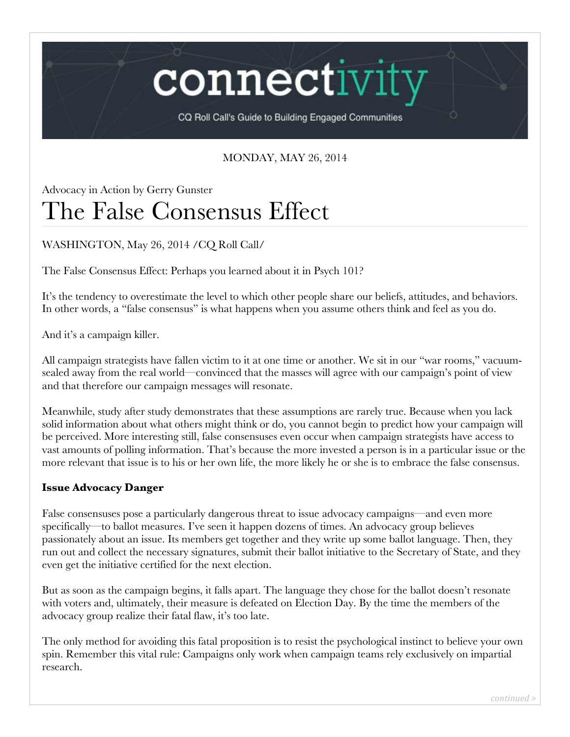# connectivity

CQ Roll Call's Guide to Building Engaged Communities

MONDAY, MAY 26, 2014

Advocacy in Action by Gerry Gunster

# The False Consensus Effect

WASHINGTON, May 26, 2014 /CQ Roll Call/

The False Consensus Effect: Perhaps you learned about it in Psych 101?

It's the tendency to overestimate the level to which other people share our beliefs, attitudes, and behaviors. In other words, a "false consensus" is what happens when you assume others think and feel as you do.

And it's a campaign killer.

All campaign strategists have fallen victim to it at one time or another. We sit in our "war rooms," vacuum-sealed away from the real world—convinced that the masses will agree with our campaign's point of view and that therefore our campaign messages will resonate.

Meanwhile, study after study demonstrates that these assumptions are rarely true. Because when you lack solid information about what others might think or do, you cannot begin to predict how your campaign will be perceived. More interesting still, false consensuses even occur when campaign strategists have access to vast amounts of polling information. That's because the more invested a person is in a particular issue or the more relevant that issue is to his or her own life, the more likely he or she is to embrace the false consensus.

**Issue Advocacy Danger**

False consensuses pose a particularly dangerous threat to issue advocacy campaigns—and even more specifically—to ballot measures. I've seen it happen dozens of times. An advocacy group believes passionately about an issue. Its members get together and they write up some ballot language. Then, they run out and collect the necessary signatures, submit their ballot initiative to the Secretary of State, and they even get the initiative certified for the next election.

But as soon as the campaign begins, it falls apart. The language they chose for the ballot doesn't resonate with voters and, ultimately, their measure is defeated on Election Day. By the time the members of the advocacy group realize their fatal flaw, it's too late.

The only method for avoiding this fatal proposition is to resist the psychological instinct to believe your own spin. Remember this vital rule: Campaigns only work when campaign teams rely exclusively on impartial research.

*continued >*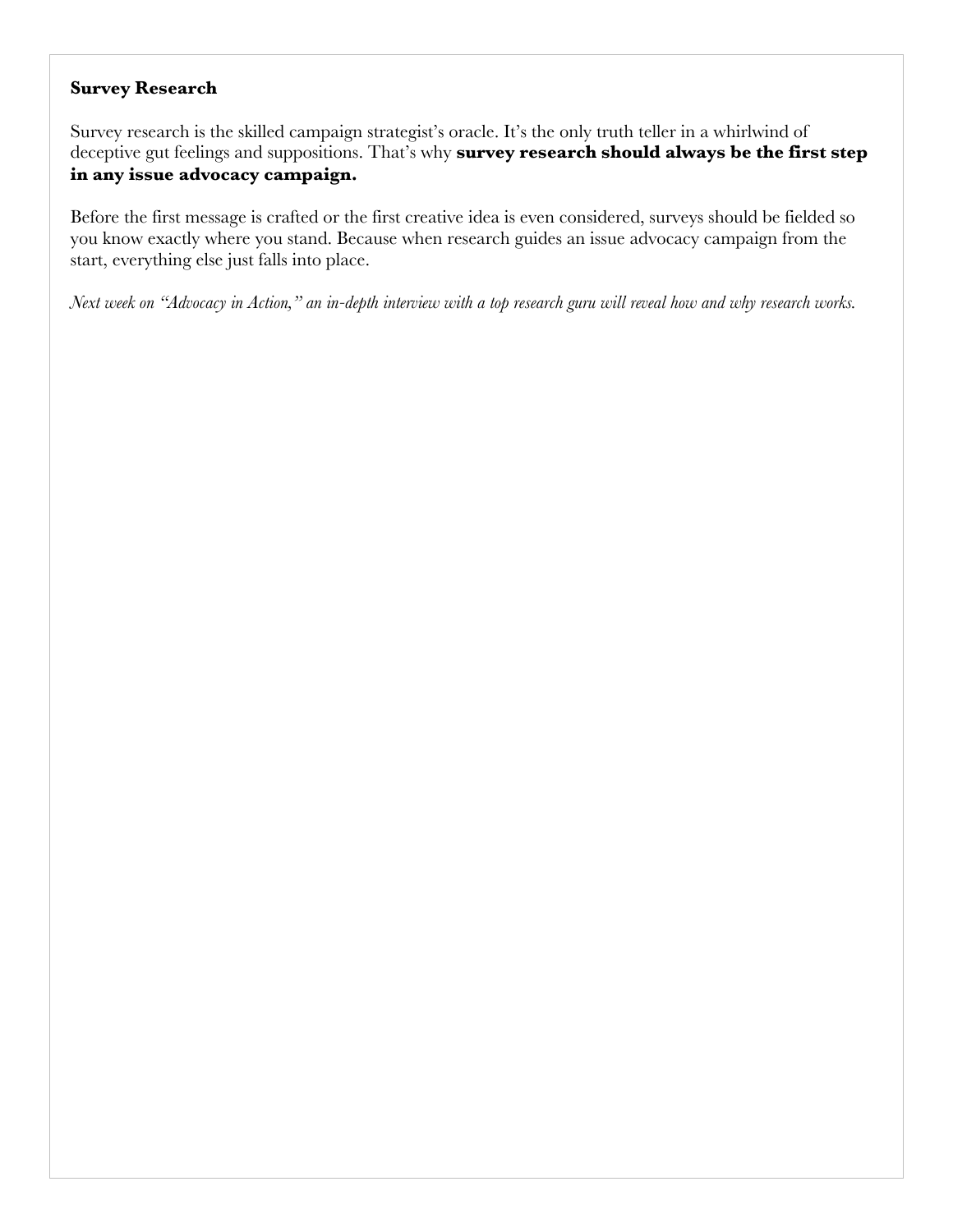**Survey Research**

Survey research is the skilled campaign strategist's oracle. It's the only truth teller in a whirlwind of deceptive gut feelings and suppositions. That's why **survey research should always be the first step in any issue advocacy campaign.**

Before the first message is crafted or the first creative idea is even considered, surveys should be fielded so you know exactly where you stand. Because when research guides an issue advocacy campaign from the start, everything else just falls into place.

*Next week on "Advocacy in Action," an in-depth interview with a top research guru will reveal how and why research works.*